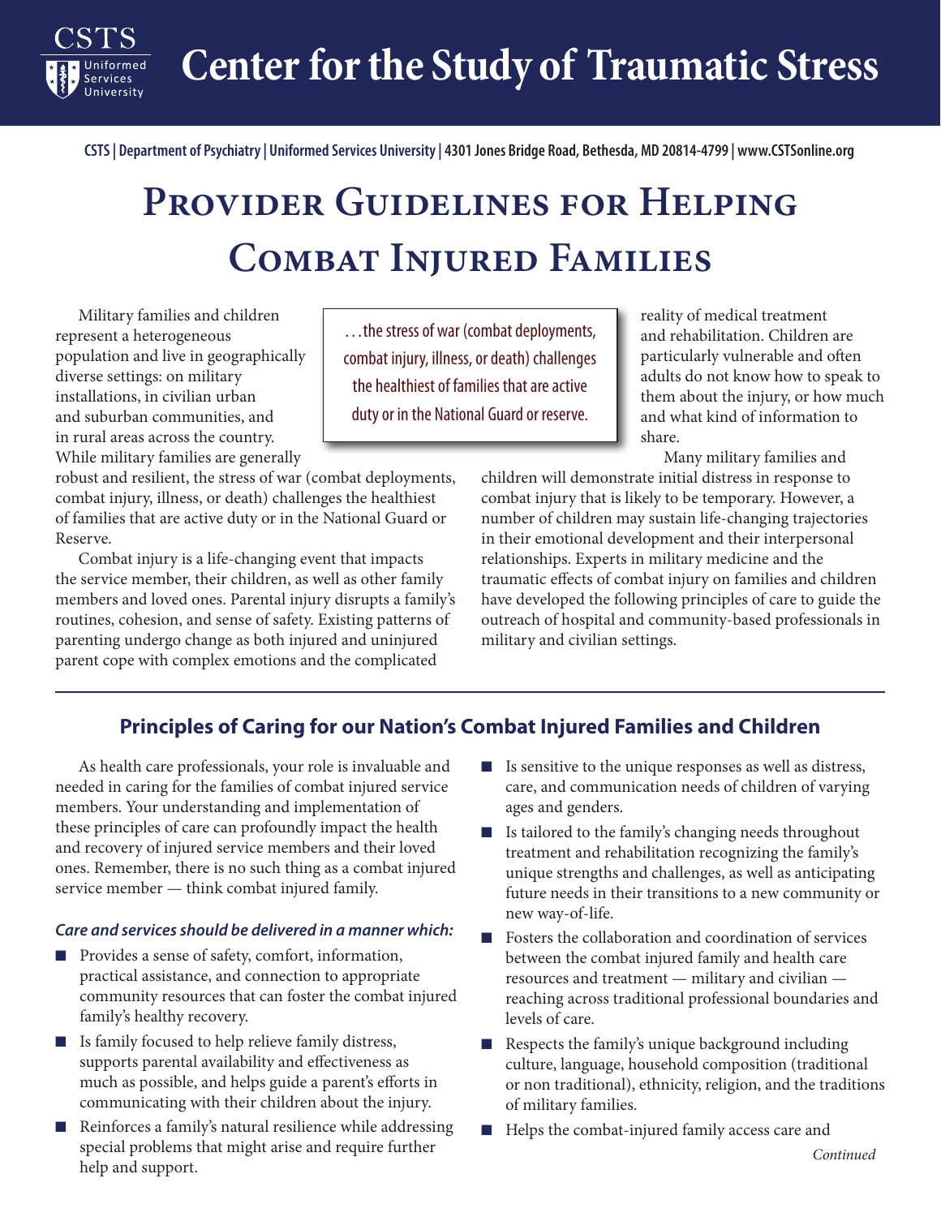# Center for the Study of Traumatic Stress

CSTS | Department of Psychiatry | Uniformed Services University | 4301 Jones Bridge Road, Bethesda, MD 20814-4799 | www.CSTSonline.org

# Provider Guidelines for Helping Combat Injured Families

Military families and children represent a heterogeneous population and live in geographically diverse settings: on military installations, in civilian urban and suburban communities, and in rural areas across the country. While military families are generally robust and resilient, the stress of war (combat deployments, combat injury, illness, or death) challenges the healthiest of families that are active duty or in the National Guard or Reserve.

> . . . the stress of war (combat deployments, combat injury, illness, or death) challenges the healthiest of families that are active duty or in the National Guard or reserve.

Combat injury is a life-changing event that impacts the service member, their children, as well as other family members and loved ones. Parental injury disrupts a family's routines, cohesion, and sense of safety. Existing patterns of parenting undergo change as both injured and uninjured parent cope with complex emotions and the complicated reality of medical treatment and rehabilitation. Children are particularly vulnerable and often adults do not know how to speak to them about the injury, or how much and what kind of information to share.

Many military families and children will demonstrate initial distress in response to combat injury that is likely to be temporary. However, a number of children may sustain life-changing trajectories in their emotional development and their interpersonal relationships. Experts in military medicine and the traumatic effects of combat injury on families and children have developed the following principles of care to guide the outreach of hospital and community-based professionals in military and civilian settings.

## Principles of Caring for our Nation's Combat Injured Families and Children

As health care professionals, your role is invaluable and needed in caring for the families of combat injured service members. Your understanding and implementation of these principles of care can profoundly impact the health and recovery of injured service members and their loved ones. Remember, there is no such thing as a combat injured service member — think combat injured family.

***Care and services should be delivered in a manner which:***

- Provides a sense of safety, comfort, information, practical assistance, and connection to appropriate community resources that can foster the combat injured family's healthy recovery.
- Is family focused to help relieve family distress, supports parental availability and effectiveness as much as possible, and helps guide a parent's efforts in communicating with their children about the injury.
- Reinforces a family's natural resilience while addressing special problems that might arise and require further help and support.
- Is sensitive to the unique responses as well as distress, care, and communication needs of children of varying ages and genders.
- Is tailored to the family's changing needs throughout treatment and rehabilitation recognizing the family's unique strengths and challenges, as well as anticipating future needs in their transitions to a new community or new way-of-life.
- Fosters the collaboration and coordination of services between the combat injured family and health care resources and treatment — military and civilian — reaching across traditional professional boundaries and levels of care.
- Respects the family's unique background including culture, language, household composition (traditional or non traditional), ethnicity, religion, and the traditions of military families.
- Helps the combat-injured family access care and

*Continued*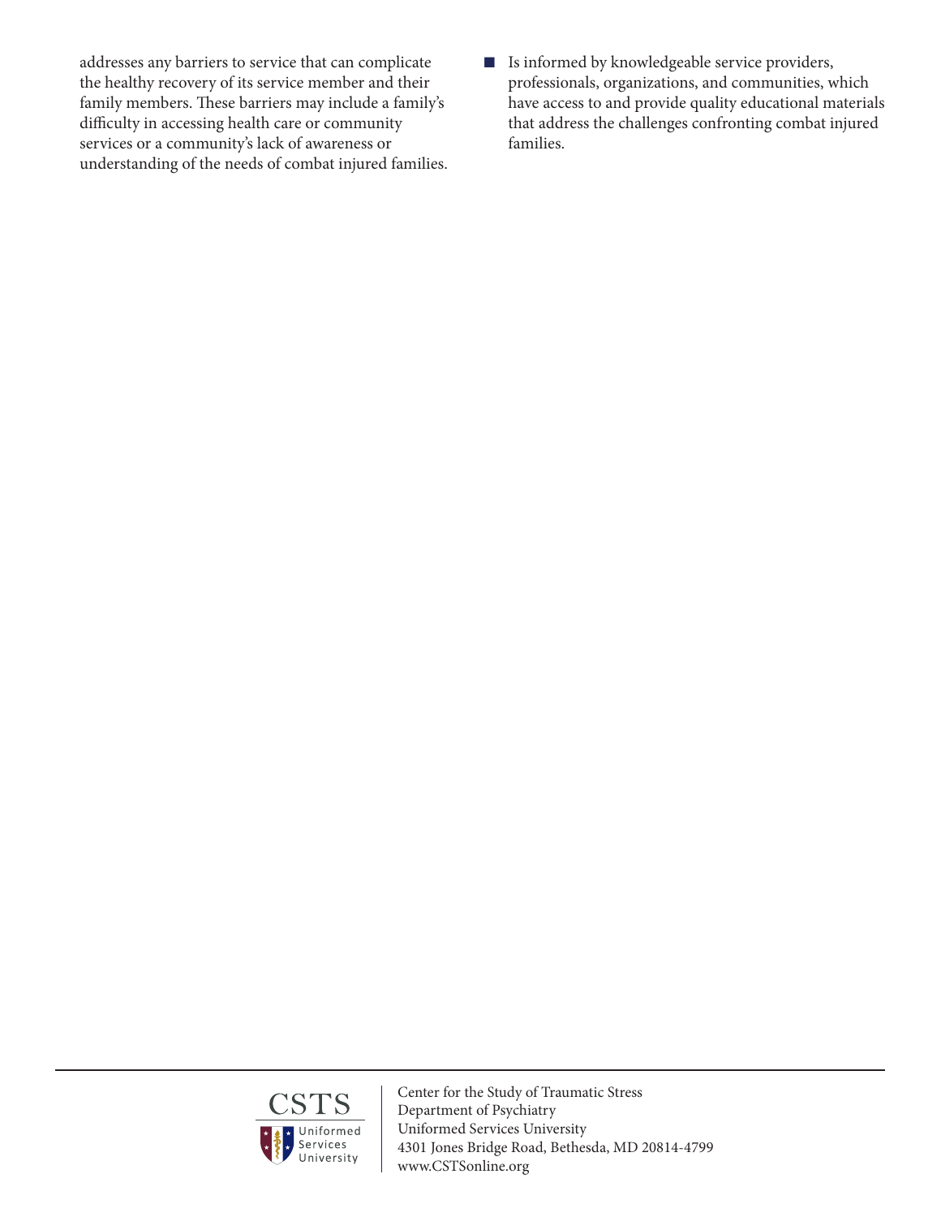addresses any barriers to service that can complicate the healthy recovery of its service member and their family members. These barriers may include a family's difficulty in accessing health care or community services or a community's lack of awareness or understanding of the needs of combat injured families.

- Is informed by knowledgeable service providers, professionals, organizations, and communities, which have access to and provide quality educational materials that address the challenges confronting combat injured families.

CSTS
Uniformed Services University

Center for the Study of Traumatic Stress
Department of Psychiatry
Uniformed Services University
4301 Jones Bridge Road, Bethesda, MD 20814-4799
www.CSTSonline.org